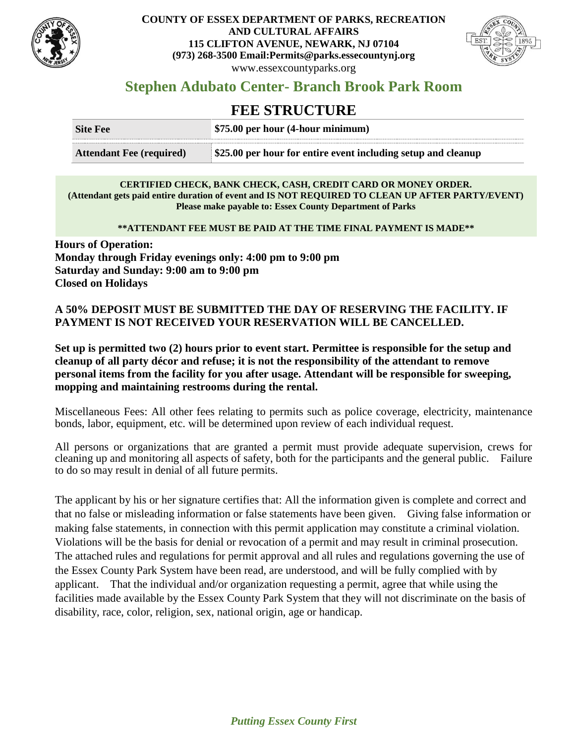**COUNTY OF ESSEX DEPARTMENT OF PARKS, RECREATION AND CULTURAL AFFAIRS**
**115 CLIFTON AVENUE, NEWARK, NJ 07104**
**(973) 268-3500 Email:Permits@parks.essecountynj.org**
www.essexcountyparks.org

## Stephen Adubato Center- Branch Brook Park Room

# FEE STRUCTURE

| | |
|---|---|
| **Site Fee** | **$75.00 per hour (4-hour minimum)** |
| **Attendant Fee (required)** | **$25.00 per hour for entire event including setup and cleanup** |

**CERTIFIED CHECK, BANK CHECK, CASH, CREDIT CARD OR MONEY ORDER.**
**(Attendant gets paid entire duration of event and IS NOT REQUIRED TO CLEAN UP AFTER PARTY/EVENT)**
**Please make payable to: Essex County Department of Parks**

**\*\*ATTENDANT FEE MUST BE PAID AT THE TIME FINAL PAYMENT IS MADE\*\***

**Hours of Operation:**
**Monday through Friday evenings only: 4:00 pm to 9:00 pm**
**Saturday and Sunday: 9:00 am to 9:00 pm**
**Closed on Holidays**

**A 50% DEPOSIT MUST BE SUBMITTED THE DAY OF RESERVING THE FACILITY. IF PAYMENT IS NOT RECEIVED YOUR RESERVATION WILL BE CANCELLED.**

**Set up is permitted two (2) hours prior to event start. Permittee is responsible for the setup and cleanup of all party décor and refuse; it is not the responsibility of the attendant to remove personal items from the facility for you after usage. Attendant will be responsible for sweeping, mopping and maintaining restrooms during the rental.**

Miscellaneous Fees: All other fees relating to permits such as police coverage, electricity, maintenance bonds, labor, equipment, etc. will be determined upon review of each individual request.

All persons or organizations that are granted a permit must provide adequate supervision, crews for cleaning up and monitoring all aspects of safety, both for the participants and the general public. Failure to do so may result in denial of all future permits.

The applicant by his or her signature certifies that: All the information given is complete and correct and that no false or misleading information or false statements have been given. Giving false information or making false statements, in connection with this permit application may constitute a criminal violation. Violations will be the basis for denial or revocation of a permit and may result in criminal prosecution. The attached rules and regulations for permit approval and all rules and regulations governing the use of the Essex County Park System have been read, are understood, and will be fully complied with by applicant. That the individual and/or organization requesting a permit, agree that while using the facilities made available by the Essex County Park System that they will not discriminate on the basis of disability, race, color, religion, sex, national origin, age or handicap.

*Putting Essex County First*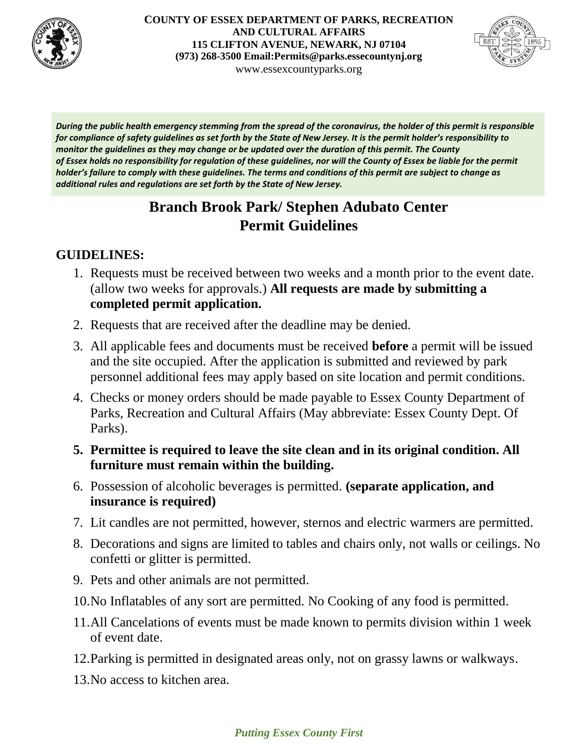**COUNTY OF ESSEX DEPARTMENT OF PARKS, RECREATION AND CULTURAL AFFAIRS**
**115 CLIFTON AVENUE, NEWARK, NJ 07104**
**(973) 268-3500 Email:Permits@parks.essexcountynj.org**
www.essexcountyparks.org

***During the public health emergency stemming from the spread of the coronavirus, the holder of this permit is responsible for compliance of safety guidelines as set forth by the State of New Jersey. It is the permit holder's responsibility to monitor the guidelines as they may change or be updated over the duration of this permit. The County of Essex holds no responsibility for regulation of these guidelines, nor will the County of Essex be liable for the permit holder's failure to comply with these guidelines. The terms and conditions of this permit are subject to change as additional rules and regulations are set forth by the State of New Jersey.***

# Branch Brook Park/ Stephen Adubato Center Permit Guidelines

## GUIDELINES:

1. Requests must be received between two weeks and a month prior to the event date. (allow two weeks for approvals.) **All requests are made by submitting a completed permit application.**
2. Requests that are received after the deadline may be denied.
3. All applicable fees and documents must be received **before** a permit will be issued and the site occupied. After the application is submitted and reviewed by park personnel additional fees may apply based on site location and permit conditions.
4. Checks or money orders should be made payable to Essex County Department of Parks, Recreation and Cultural Affairs (May abbreviate: Essex County Dept. Of Parks).
5. **Permittee is required to leave the site clean and in its original condition. All furniture must remain within the building.**
6. Possession of alcoholic beverages is permitted. **(separate application, and insurance is required)**
7. Lit candles are not permitted, however, sternos and electric warmers are permitted.
8. Decorations and signs are limited to tables and chairs only, not walls or ceilings. No confetti or glitter is permitted.
9. Pets and other animals are not permitted.
10. No Inflatables of any sort are permitted. No Cooking of any food is permitted.
11. All Cancelations of events must be made known to permits division within 1 week of event date.
12. Parking is permitted in designated areas only, not on grassy lawns or walkways.
13. No access to kitchen area.

*Putting Essex County First*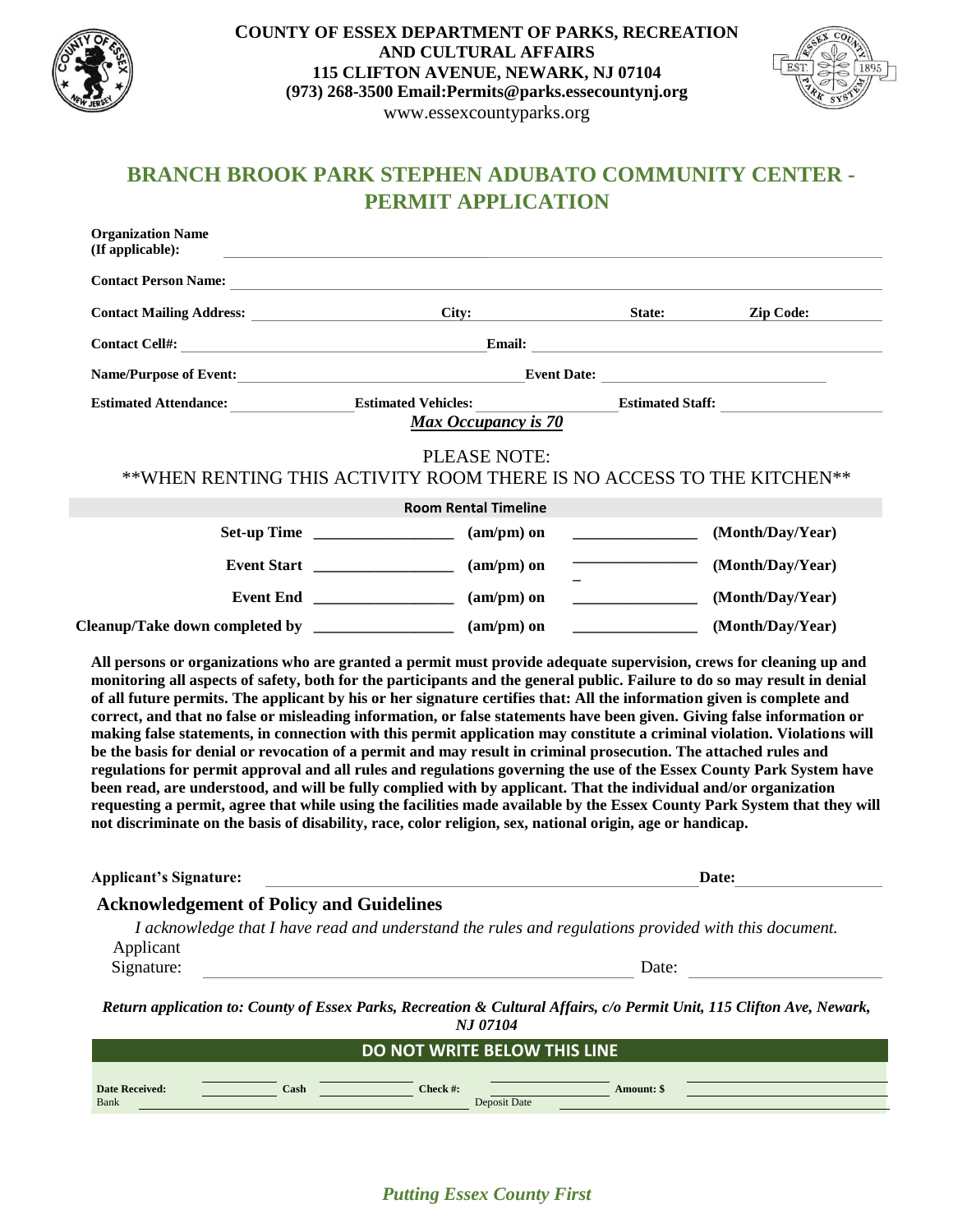**COUNTY OF ESSEX DEPARTMENT OF PARKS, RECREATION AND CULTURAL AFFAIRS**
**115 CLIFTON AVENUE, NEWARK, NJ 07104**
**(973) 268-3500 Email:Permits@parks.essecountynj.org**
www.essexcountyparks.org

# BRANCH BROOK PARK STEPHEN ADUBATO COMMUNITY CENTER - PERMIT APPLICATION

**Organization Name (If applicable):** ______________________________

**Contact Person Name:** ______________________________

**Contact Mailing Address:** ____________ **City:** ____________ **State:** ________ **Zip Code:** ________

**Contact Cell#:** ______________________ **Email:** ______________________

**Name/Purpose of Event:** ______________________ **Event Date:** ______________________

**Estimated Attendance:** ____________ **Estimated Vehicles:** ____________ **Estimated Staff:** ____________

***Max Occupancy is 70***

PLEASE NOTE:
**WHEN RENTING THIS ACTIVITY ROOM THERE IS NO ACCESS TO THE KITCHEN**

**Room Rental Timeline**

| | | | | |
|---|---|---|---|---|
| **Set-up Time** | __________________ | **(am/pm) on** | ________________ | **(Month/Day/Year)** |
| **Event Start** | __________________ | **(am/pm) on** | ________________ | **(Month/Day/Year)** |
| **Event End** | __________________ | **(am/pm) on** | ________________ | **(Month/Day/Year)** |
| **Cleanup/Take down completed by** | __________________ | **(am/pm) on** | ________________ | **(Month/Day/Year)** |

**All persons or organizations who are granted a permit must provide adequate supervision, crews for cleaning up and monitoring all aspects of safety, both for the participants and the general public. Failure to do so may result in denial of all future permits. The applicant by his or her signature certifies that: All the information given is complete and correct, and that no false or misleading information, or false statements have been given. Giving false information or making false statements, in connection with this permit application may constitute a criminal violation. Violations will be the basis for denial or revocation of a permit and may result in criminal prosecution. The attached rules and regulations for permit approval and all rules and regulations governing the use of the Essex County Park System have been read, are understood, and will be fully complied with by applicant. That the individual and/or organization requesting a permit, agree that while using the facilities made available by the Essex County Park System that they will not discriminate on the basis of disability, race, color religion, sex, national origin, age or handicap.**

**Applicant's Signature:** ______________________________ **Date:** ____________

## Acknowledgement of Policy and Guidelines

*I acknowledge that I have read and understand the rules and regulations provided with this document.*

Applicant Signature: ______________________________ Date: ____________

***Return application to: County of Essex Parks, Recreation & Cultural Affairs, c/o Permit Unit, 115 Clifton Ave, Newark, NJ 07104***

**DO NOT WRITE BELOW THIS LINE**

**Date Received:** ________ **Cash** ________ **Check #:** ________ **Amount: $** ________

Bank ______________________ Deposit Date ______________________

***Putting Essex County First***